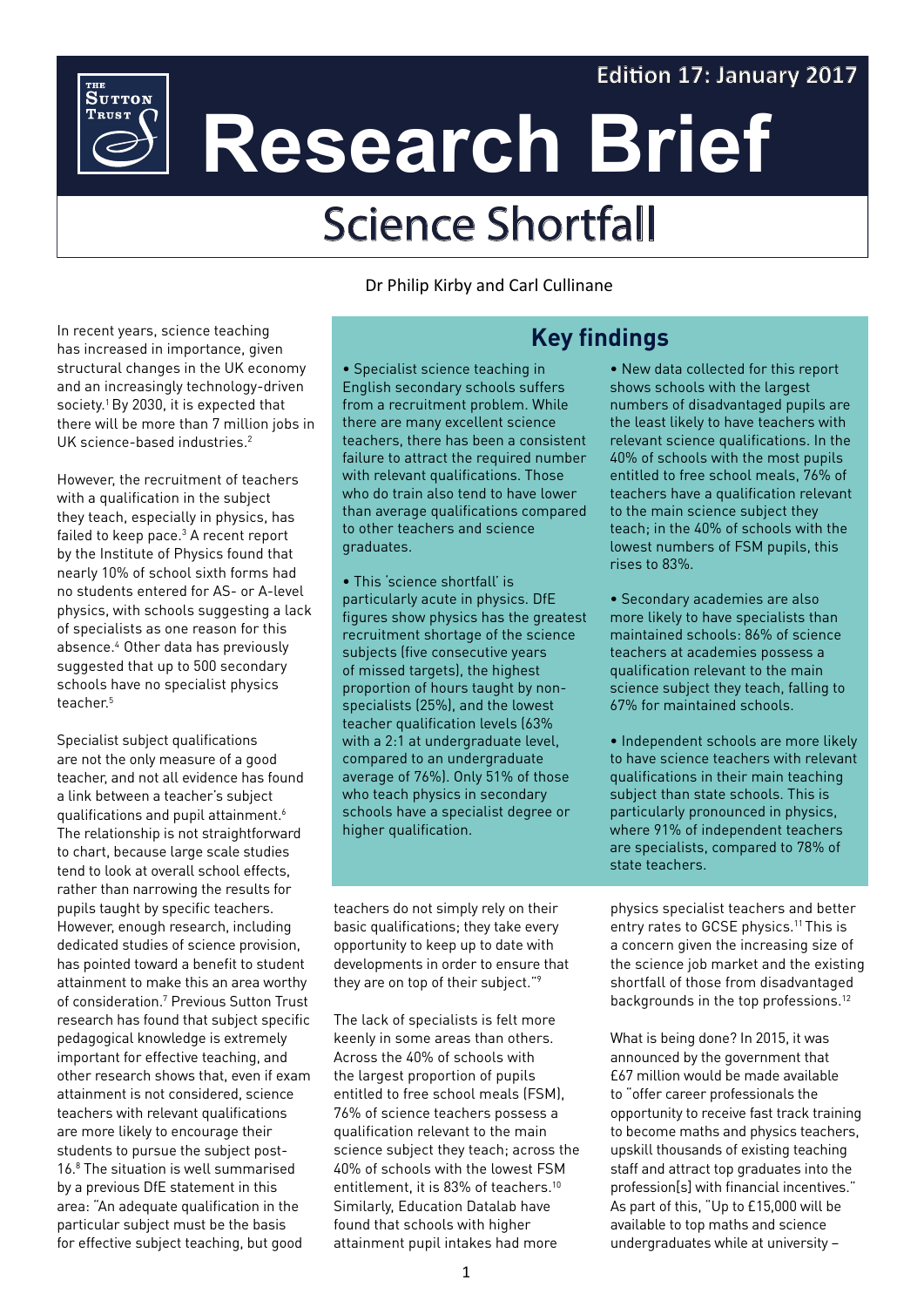Edition 17: January 2017

# Research Brief

## Science Shortfall

Dr Philip Kirby and Carl Cullinane

In recent years, science teaching has increased in importance, given structural changes in the UK economy and an increasingly technology-driven society.[1] By 2030, it is expected that there will be more than 7 million jobs in UK science-based industries.[2]

However, the recruitment of teachers with a qualification in the subject they teach, especially in physics, has failed to keep pace.[3] A recent report by the Institute of Physics found that nearly 10% of school sixth forms had no students entered for AS- or A-level physics, with schools suggesting a lack of specialists as one reason for this absence.[4] Other data has previously suggested that up to 500 secondary schools have no specialist physics teacher.[5]

Specialist subject qualifications are not the only measure of a good teacher, and not all evidence has found a link between a teacher's subject qualifications and pupil attainment.[6] The relationship is not straightforward to chart, because large scale studies tend to look at overall school effects, rather than narrowing the results for pupils taught by specific teachers. However, enough research, including dedicated studies of science provision, has pointed toward a benefit to student attainment to make this an area worthy of consideration.[7] Previous Sutton Trust research has found that subject specific pedagogical knowledge is extremely important for effective teaching, and other research shows that, even if exam attainment is not considered, science teachers with relevant qualifications are more likely to encourage their students to pursue the subject post-16.[8] The situation is well summarised by a previous DfE statement in this area: "An adequate qualification in the particular subject must be the basis for effective subject teaching, but good teachers do not simply rely on their basic qualifications; they take every opportunity to keep up to date with developments in order to ensure that they are on top of their subject."[9]

## Key findings

- Specialist science teaching in English secondary schools suffers from a recruitment problem. While there are many excellent science teachers, there has been a consistent failure to attract the required number with relevant qualifications. Those who do train also tend to have lower than average qualifications compared to other teachers and science graduates.
- This 'science shortfall' is particularly acute in physics. DfE figures show physics has the greatest recruitment shortage of the science subjects (five consecutive years of missed targets), the highest proportion of hours taught by non-specialists (25%), and the lowest teacher qualification levels (63% with a 2:1 at undergraduate level, compared to an undergraduate average of 76%). Only 51% of those who teach physics in secondary schools have a specialist degree or higher qualification.
- New data collected for this report shows schools with the largest numbers of disadvantaged pupils are the least likely to have teachers with relevant science qualifications. In the 40% of schools with the most pupils entitled to free school meals, 76% of teachers have a qualification relevant to the main science subject they teach; in the 40% of schools with the lowest numbers of FSM pupils, this rises to 83%.
- Secondary academies are also more likely to have specialists than maintained schools: 86% of science teachers at academies possess a qualification relevant to the main science subject they teach, falling to 67% for maintained schools.
- Independent schools are more likely to have science teachers with relevant qualifications in their main teaching subject than state schools. This is particularly pronounced in physics, where 91% of independent teachers are specialists, compared to 78% of state teachers.

The lack of specialists is felt more keenly in some areas than others. Across the 40% of schools with the largest proportion of pupils entitled to free school meals (FSM), 76% of science teachers possess a qualification relevant to the main science subject they teach; across the 40% of schools with the lowest FSM entitlement, it is 83% of teachers.[10] Similarly, Education Datalab have found that schools with higher attainment pupil intakes had more physics specialist teachers and better entry rates to GCSE physics.[11] This is a concern given the increasing size of the science job market and the existing shortfall of those from disadvantaged backgrounds in the top professions.[12]

What is being done? In 2015, it was announced by the government that £67 million would be made available to "offer career professionals the opportunity to receive fast track training to become maths and physics teachers, upskill thousands of existing teaching staff and attract top graduates into the profession[s] with financial incentives." As part of this, "Up to £15,000 will be available to top maths and science undergraduates while at university –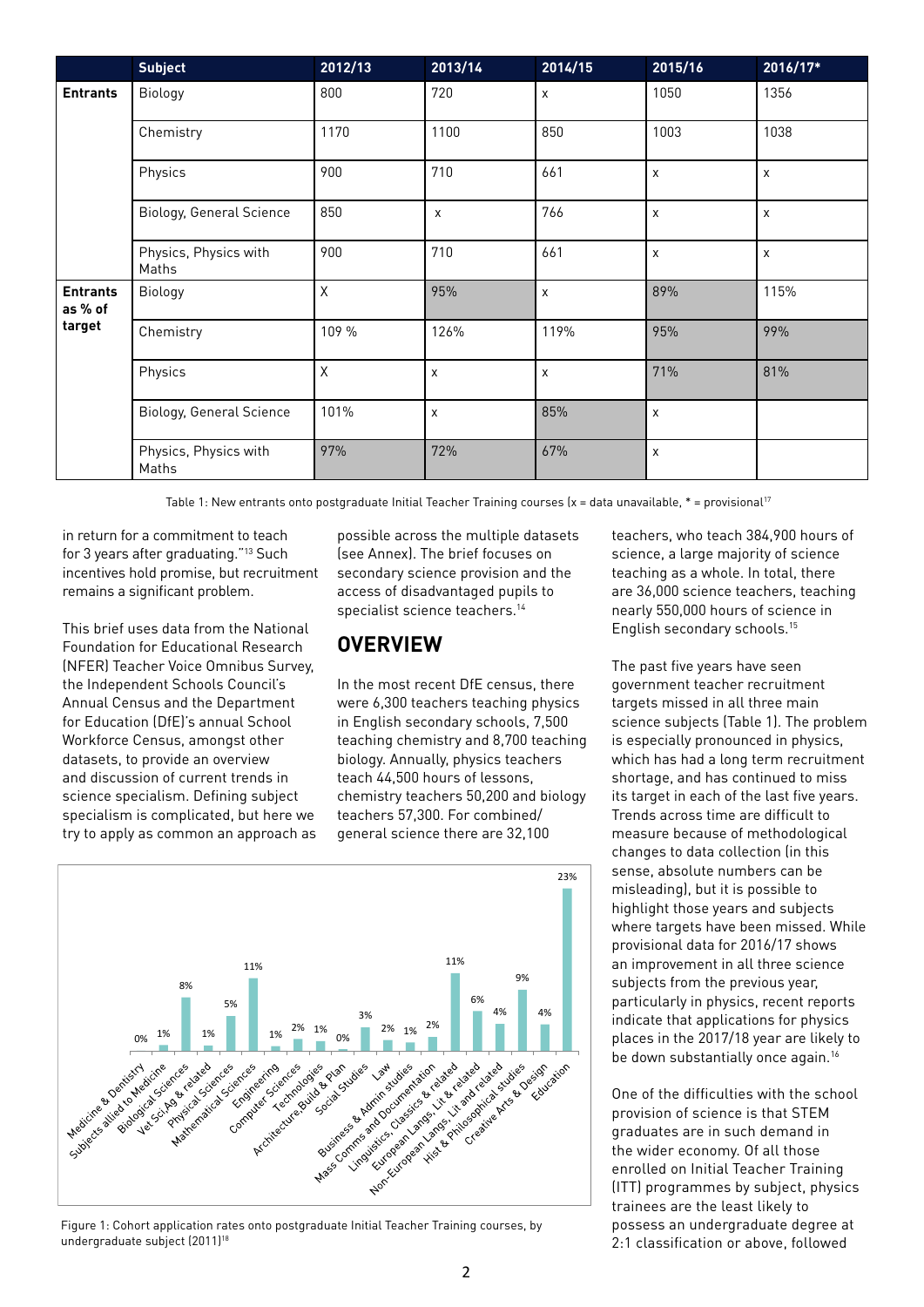|  | Subject | 2012/13 | 2013/14 | 2014/15 | 2015/16 | 2016/17* |
|---|---|---|---|---|---|---|
| **Entrants** | Biology | 800 | 720 | x | 1050 | 1356 |
|  | Chemistry | 1170 | 1100 | 850 | 1003 | 1038 |
|  | Physics | 900 | 710 | 661 | x | x |
|  | Biology, General Science | 850 | x | 766 | x | x |
|  | Physics, Physics with Maths | 900 | 710 | 661 | x | x |
| **Entrants as % of target** | Biology | X | 95% | x | 89% | 115% |
|  | Chemistry | 109 % | 126% | 119% | 95% | 99% |
|  | Physics | X | x | x | 71% | 81% |
|  | Biology, General Science | 101% | x | 85% | x |  |
|  | Physics, Physics with Maths | 97% | 72% | 67% | x |  |

Table 1: New entrants onto postgraduate Initial Teacher Training courses (x = data unavailable, * = provisional[17]

in return for a commitment to teach for 3 years after graduating."[13] Such incentives hold promise, but recruitment remains a significant problem.

This brief uses data from the National Foundation for Educational Research (NFER) Teacher Voice Omnibus Survey, the Independent Schools Council's Annual Census and the Department for Education (DfE)'s annual School Workforce Census, amongst other datasets, to provide an overview and discussion of current trends in science specialism. Defining subject specialism is complicated, but here we try to apply as common an approach as possible across the multiple datasets (see Annex). The brief focuses on secondary science provision and the access of disadvantaged pupils to specialist science teachers.[14]

## OVERVIEW

In the most recent DfE census, there were 6,300 teachers teaching physics in English secondary schools, 7,500 teaching chemistry and 8,700 teaching biology. Annually, physics teachers teach 44,500 hours of lessons, chemistry teachers 50,200 and biology teachers 57,300. For combined/general science there are 32,100 teachers, who teach 384,900 hours of science, a large majority of science teaching as a whole. In total, there are 36,000 science teachers, teaching nearly 550,000 hours of science in English secondary schools.[15]

The past five years have seen government teacher recruitment targets missed in all three main science subjects (Table 1). The problem is especially pronounced in physics, which has had a long term recruitment shortage, and has continued to miss its target in each of the last five years. Trends across time are difficult to measure because of methodological changes to data collection (in this sense, absolute numbers can be misleading), but it is possible to highlight those years and subjects where targets have been missed. While provisional data for 2016/17 shows an improvement in all three science subjects from the previous year, particularly in physics, recent reports indicate that applications for physics places in the 2017/18 year are likely to be down substantially once again.[16]

One of the difficulties with the school provision of science is that STEM graduates are in such demand in the wider economy. Of all those enrolled on Initial Teacher Training (ITT) programmes by subject, physics trainees are the least likely to possess an undergraduate degree at 2:1 classification or above, followed

Figure 1: Cohort application rates onto postgraduate Initial Teacher Training courses, by undergraduate subject (2011)[18]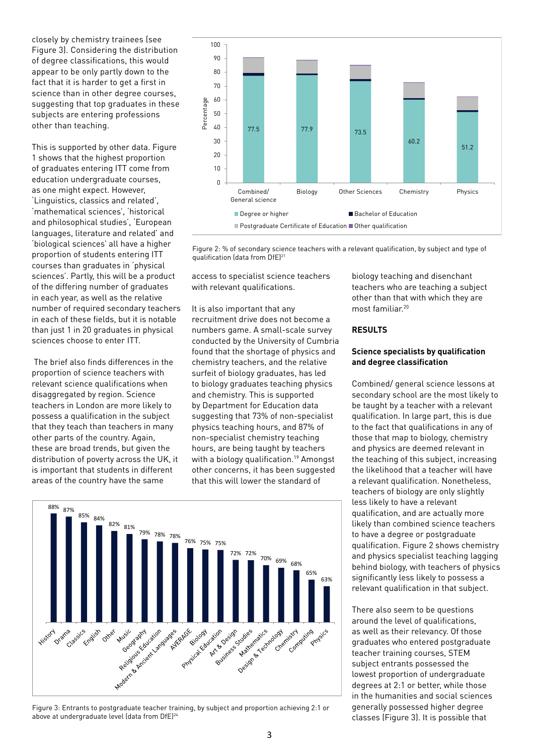closely by chemistry trainees (see Figure 3). Considering the distribution of degree classifications, this would appear to be only partly down to the fact that it is harder to get a first in science than in other degree courses, suggesting that top graduates in these subjects are entering professions other than teaching.

This is supported by other data. Figure 1 shows that the highest proportion of graduates entering ITT come from education undergraduate courses, as one might expect. However, 'Linguistics, classics and related', 'mathematical sciences', 'historical and philosophical studies', 'European languages, literature and related' and 'biological sciences' all have a higher proportion of students entering ITT courses than graduates in 'physical sciences'. Partly, this will be a product of the differing number of graduates in each year, as well as the relative number of required secondary teachers in each of these fields, but it is notable than just 1 in 20 graduates in physical sciences choose to enter ITT.

The brief also finds differences in the proportion of science teachers with relevant science qualifications when disaggregated by region. Science teachers in London are more likely to possess a qualification in the subject that they teach than teachers in many other parts of the country. Again, these are broad trends, but given the distribution of poverty across the UK, it is important that students in different areas of the country have the same access to specialist science teachers with relevant qualifications.

Figure 2: % of secondary science teachers with a relevant qualification, by subject and type of qualification (data from DfE)[21]

It is also important that any recruitment drive does not become a numbers game. A small-scale survey conducted by the University of Cumbria found that the shortage of physics and chemistry teachers, and the relative surfeit of biology graduates, has led to biology graduates teaching physics and chemistry. This is supported by Department for Education data suggesting that 73% of non-specialist physics teaching hours, and 87% of non-specialist chemistry teaching hours, are being taught by teachers with a biology qualification.[19] Amongst other concerns, it has been suggested that this will lower the standard of biology teaching and disenchant teachers who are teaching a subject other than that with which they are most familiar.[20]

Figure 3: Entrants to postgraduate teacher training, by subject and proportion achieving 2:1 or above at undergraduate level (data from DfE)[24]

## RESULTS

### Science specialists by qualification and degree classification

Combined/ general science lessons at secondary school are the most likely to be taught by a teacher with a relevant qualification. In large part, this is due to the fact that qualifications in any of those that map to biology, chemistry and physics are deemed relevant in the teaching of this subject, increasing the likelihood that a teacher will have a relevant qualification. Nonetheless, teachers of biology are only slightly less likely to have a relevant qualification, and are actually more likely than combined science teachers to have a degree or postgraduate qualification. Figure 2 shows chemistry and physics specialist teaching lagging behind biology, with teachers of physics significantly less likely to possess a relevant qualification in that subject.

There also seem to be questions around the level of qualifications, as well as their relevancy. Of those graduates who entered postgraduate teacher training courses, STEM subject entrants possessed the lowest proportion of undergraduate degrees at 2:1 or better, while those in the humanities and social sciences generally possessed higher degree classes (Figure 3). It is possible that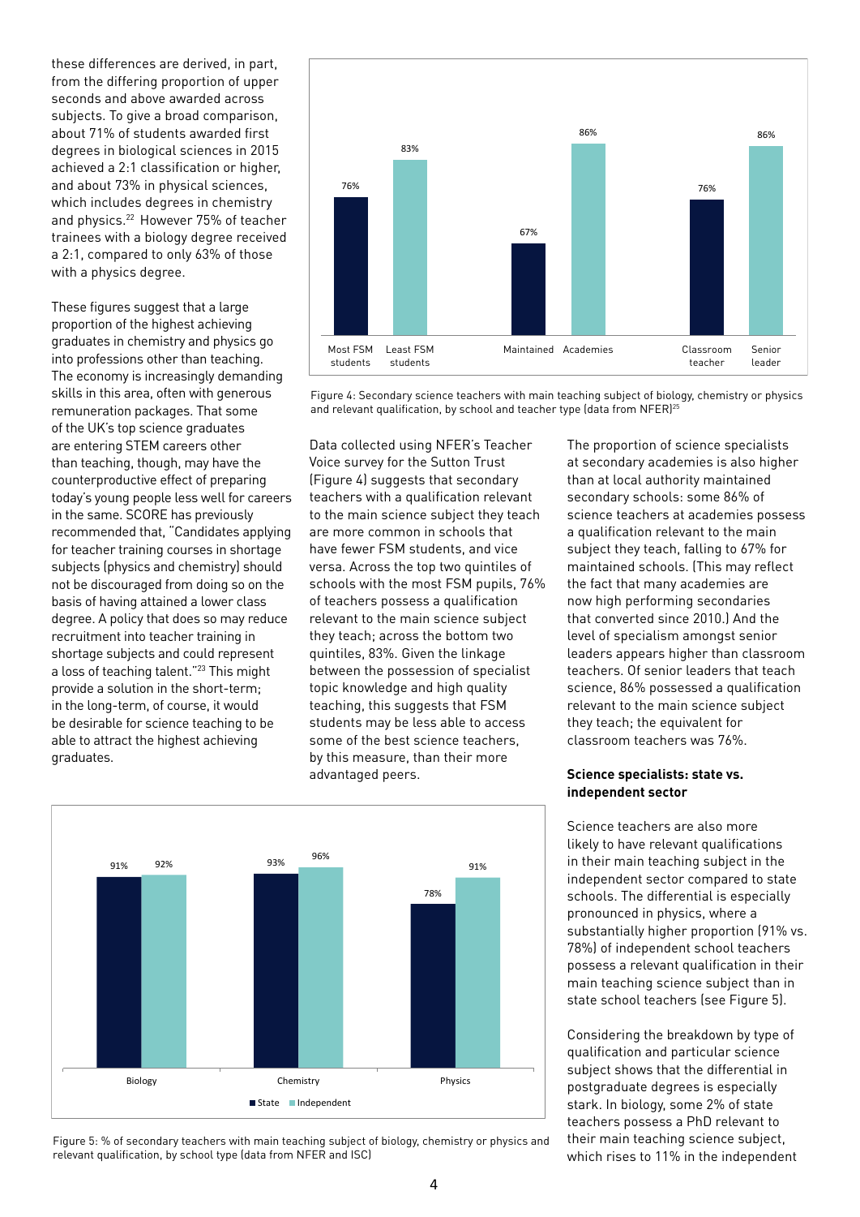these differences are derived, in part, from the differing proportion of upper seconds and above awarded across subjects. To give a broad comparison, about 71% of students awarded first degrees in biological sciences in 2015 achieved a 2:1 classification or higher, and about 73% in physical sciences, which includes degrees in chemistry and physics.[22] However 75% of teacher trainees with a biology degree received a 2:1, compared to only 63% of those with a physics degree.

These figures suggest that a large proportion of the highest achieving graduates in chemistry and physics go into professions other than teaching. The economy is increasingly demanding skills in this area, often with generous remuneration packages. That some of the UK's top science graduates are entering STEM careers other than teaching, though, may have the counterproductive effect of preparing today's young people less well for careers in the same. SCORE has previously recommended that, "Candidates applying for teacher training courses in shortage subjects (physics and chemistry) should not be discouraged from doing so on the basis of having attained a lower class degree. A policy that does so may reduce recruitment into teacher training in shortage subjects and could represent a loss of teaching talent."[23] This might provide a solution in the short-term; in the long-term, of course, it would be desirable for science teaching to be able to attract the highest achieving graduates.

| | Most FSM students | Least FSM students | Maintained | Academies | Classroom teacher | Senior leader |
|---|---|---|---|---|---|---|
| % | 76% | 83% | 67% | 86% | 76% | 86% |

Figure 4: Secondary science teachers with main teaching subject of biology, chemistry or physics and relevant qualification, by school and teacher type (data from NFER)[25]

Data collected using NFER's Teacher Voice survey for the Sutton Trust (Figure 4) suggests that secondary teachers with a qualification relevant to the main science subject they teach are more common in schools that have fewer FSM students, and vice versa. Across the top two quintiles of schools with the most FSM pupils, 76% of teachers possess a qualification relevant to the main science subject they teach; across the bottom two quintiles, 83%. Given the linkage between the possession of specialist topic knowledge and high quality teaching, this suggests that FSM students may be less able to access some of the best science teachers, by this measure, than their more advantaged peers.

The proportion of science specialists at secondary academies is also higher than at local authority maintained secondary schools: some 86% of science teachers at academies possess a qualification relevant to the main subject they teach, falling to 67% for maintained schools. (This may reflect the fact that many academies are now high performing secondaries that converted since 2010.) And the level of specialism amongst senior leaders appears higher than classroom teachers. Of senior leaders that teach science, 86% possessed a qualification relevant to the main science subject they teach; the equivalent for classroom teachers was 76%.

### Science specialists: state vs. independent sector

Science teachers are also more likely to have relevant qualifications in their main teaching subject in the independent sector compared to state schools. The differential is especially pronounced in physics, where a substantially higher proportion (91% vs. 78%) of independent school teachers possess a relevant qualification in their main teaching science subject than in state school teachers (see Figure 5).

Considering the breakdown by type of qualification and particular science subject shows that the differential in postgraduate degrees is especially stark. In biology, some 2% of state teachers possess a PhD relevant to their main teaching science subject, which rises to 11% in the independent

| | State | Independent |
|---|---|---|
| Biology | 91% | 92% |
| Chemistry | 93% | 96% |
| Physics | 78% | 91% |

Figure 5: % of secondary teachers with main teaching subject of biology, chemistry or physics and relevant qualification, by school type (data from NFER and ISC)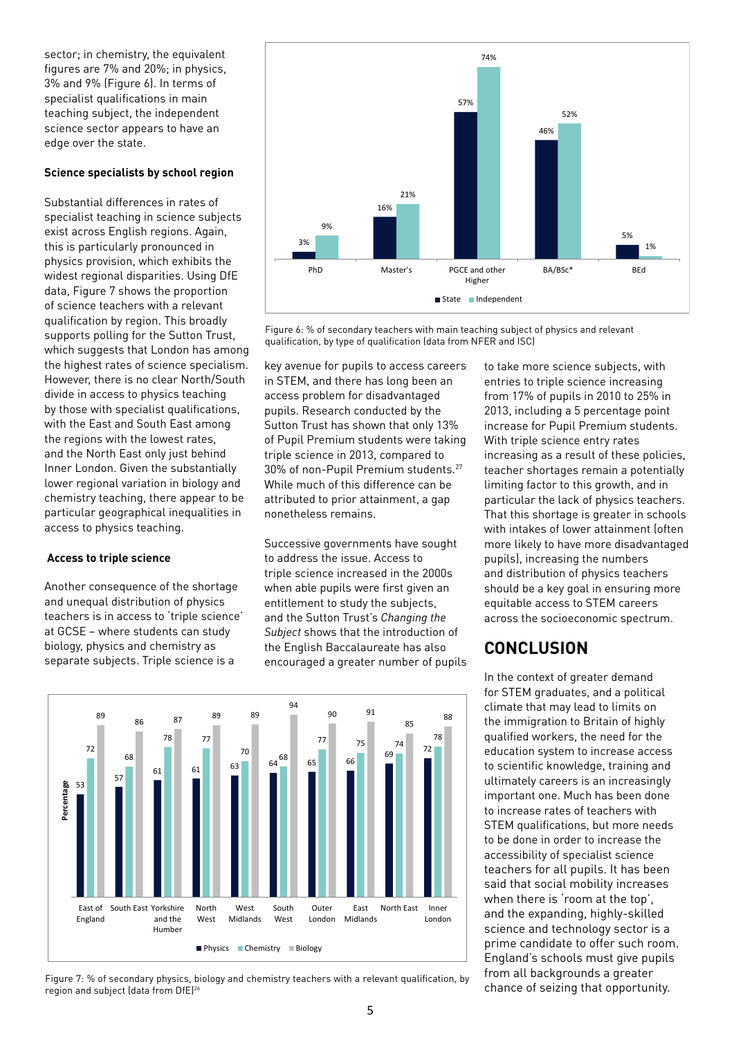sector; in chemistry, the equivalent figures are 7% and 20%; in physics, 3% and 9% (Figure 6). In terms of specialist qualifications in main teaching subject, the independent science sector appears to have an edge over the state.

**Science specialists by school region**

Substantial differences in rates of specialist teaching in science subjects exist across English regions. Again, this is particularly pronounced in physics provision, which exhibits the widest regional disparities. Using DfE data, Figure 7 shows the proportion of science teachers with a relevant qualification by region. This broadly supports polling for the Sutton Trust, which suggests that London has among the highest rates of science specialism. However, there is no clear North/South divide in access to physics teaching by those with specialist qualifications, with the East and South East among the regions with the lowest rates, and the North East only just behind Inner London. Given the substantially lower regional variation in biology and chemistry teaching, there appear to be particular geographical inequalities in access to physics teaching.

**Access to triple science**

Another consequence of the shortage and unequal distribution of physics teachers is in access to 'triple science' at GCSE – where students can study biology, physics and chemistry as separate subjects. Triple science is a key avenue for pupils to access careers in STEM, and there has long been an access problem for disadvantaged pupils. Research conducted by the Sutton Trust has shown that only 13% of Pupil Premium students were taking triple science in 2013, compared to 30% of non-Pupil Premium students.[27] While much of this difference can be attributed to prior attainment, a gap nonetheless remains.

Successive governments have sought to address the issue. Access to triple science increased in the 2000s when able pupils were first given an entitlement to study the subjects, and the Sutton Trust's *Changing the Subject* shows that the introduction of the English Baccalaureate has also encouraged a greater number of pupils to take more science subjects, with entries to triple science increasing from 17% of pupils in 2010 to 25% in 2013, including a 5 percentage point increase for Pupil Premium students. With triple science entry rates increasing as a result of these policies, teacher shortages remain a potentially limiting factor to this growth, and in particular the lack of physics teachers. That this shortage is greater in schools with intakes of lower attainment (often more likely to have more disadvantaged pupils), increasing the numbers and distribution of physics teachers should be a key goal in ensuring more equitable access to STEM careers across the socioeconomic spectrum.

| | PhD | Master's | PGCE and other Higher | BA/BSc* | BEd |
|---|---|---|---|---|---|
| State | 3% | 16% | 57% | 46% | 5% |
| Independent | 9% | 21% | 74% | 52% | 1% |

Figure 6: % of secondary teachers with main teaching subject of physics and relevant qualification, by type of qualification (data from NFER and ISC)

## CONCLUSION

In the context of greater demand for STEM graduates, and a political climate that may lead to limits on the immigration to Britain of highly qualified workers, the need for the education system to increase access to scientific knowledge, training and ultimately careers is an increasingly important one. Much has been done to increase rates of teachers with STEM qualifications, but more needs to be done in order to increase the accessibility of specialist science teachers for all pupils. It has been said that social mobility increases when there is 'room at the top', and the expanding, highly-skilled science and technology sector is a prime candidate to offer such room. England's schools must give pupils from all backgrounds a greater chance of seizing that opportunity.

| Percentage | Physics | Chemistry | Biology |
|---|---|---|---|
| East of England | 53 | 72 | 89 |
| South East | 57 | 68 | 86 |
| Yorkshire and the Humber | 61 | 78 | 87 |
| North West | 61 | 77 | 89 |
| West Midlands | 63 | 70 | 89 |
| South West | 64 | 68 | 94 |
| Outer London | 65 | 77 | 90 |
| East Midlands | 66 | 75 | 91 |
| North East | 69 | 74 | 85 |
| Inner London | 72 | 78 | 88 |

Figure 7: % of secondary physics, biology and chemistry teachers with a relevant qualification, by region and subject (data from DfE)[26]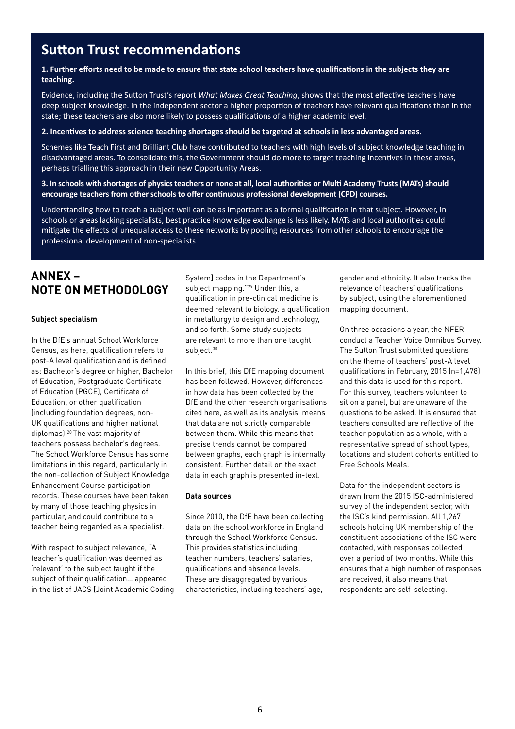## Sutton Trust recommendations

**1. Further efforts need to be made to ensure that state school teachers have qualifications in the subjects they are teaching.**

Evidence, including the Sutton Trust's report *What Makes Great Teaching*, shows that the most effective teachers have deep subject knowledge. In the independent sector a higher proportion of teachers have relevant qualifications than in the state; these teachers are also more likely to possess qualifications of a higher academic level.

**2. Incentives to address science teaching shortages should be targeted at schools in less advantaged areas.**

Schemes like Teach First and Brilliant Club have contributed to teachers with high levels of subject knowledge teaching in disadvantaged areas. To consolidate this, the Government should do more to target teaching incentives in these areas, perhaps trialling this approach in their new Opportunity Areas.

**3. In schools with shortages of physics teachers or none at all, local authorities or Multi Academy Trusts (MATs) should encourage teachers from other schools to offer continuous professional development (CPD) courses.**

Understanding how to teach a subject well can be as important as a formal qualification in that subject. However, in schools or areas lacking specialists, best practice knowledge exchange is less likely. MATs and local authorities could mitigate the effects of unequal access to these networks by pooling resources from other schools to encourage the professional development of non-specialists.

## ANNEX – NOTE ON METHODOLOGY

### Subject specialism

In the DfE's annual School Workforce Census, as here, qualification refers to post-A level qualification and is defined as: Bachelor's degree or higher, Bachelor of Education, Postgraduate Certificate of Education (PGCE), Certificate of Education, or other qualification (including foundation degrees, non-UK qualifications and higher national diplomas).[28] The vast majority of teachers possess bachelor's degrees. The School Workforce Census has some limitations in this regard, particularly in the non-collection of Subject Knowledge Enhancement Course participation records. These courses have been taken by many of those teaching physics in particular, and could contribute to a teacher being regarded as a specialist.

With respect to subject relevance, "A teacher's qualification was deemed as 'relevant' to the subject taught if the subject of their qualification… appeared in the list of JACS [Joint Academic Coding System] codes in the Department's subject mapping."[29] Under this, a qualification in pre-clinical medicine is deemed relevant to biology, a qualification in metallurgy to design and technology, and so forth. Some study subjects are relevant to more than one taught subject.[30]

In this brief, this DfE mapping document has been followed. However, differences in how data has been collected by the DfE and the other research organisations cited here, as well as its analysis, means that data are not strictly comparable between them. While this means that precise trends cannot be compared between graphs, each graph is internally consistent. Further detail on the exact data in each graph is presented in-text.

### Data sources

Since 2010, the DfE have been collecting data on the school workforce in England through the School Workforce Census. This provides statistics including teacher numbers, teachers' salaries, qualifications and absence levels. These are disaggregated by various characteristics, including teachers' age, gender and ethnicity. It also tracks the relevance of teachers' qualifications by subject, using the aforementioned mapping document.

On three occasions a year, the NFER conduct a Teacher Voice Omnibus Survey. The Sutton Trust submitted questions on the theme of teachers' post-A level qualifications in February, 2015 (n=1,478) and this data is used for this report. For this survey, teachers volunteer to sit on a panel, but are unaware of the questions to be asked. It is ensured that teachers consulted are reflective of the teacher population as a whole, with a representative spread of school types, locations and student cohorts entitled to Free Schools Meals.

Data for the independent sectors is drawn from the 2015 ISC-administered survey of the independent sector, with the ISC's kind permission. All 1,267 schools holding UK membership of the constituent associations of the ISC were contacted, with responses collected over a period of two months. While this ensures that a high number of responses are received, it also means that respondents are self-selecting.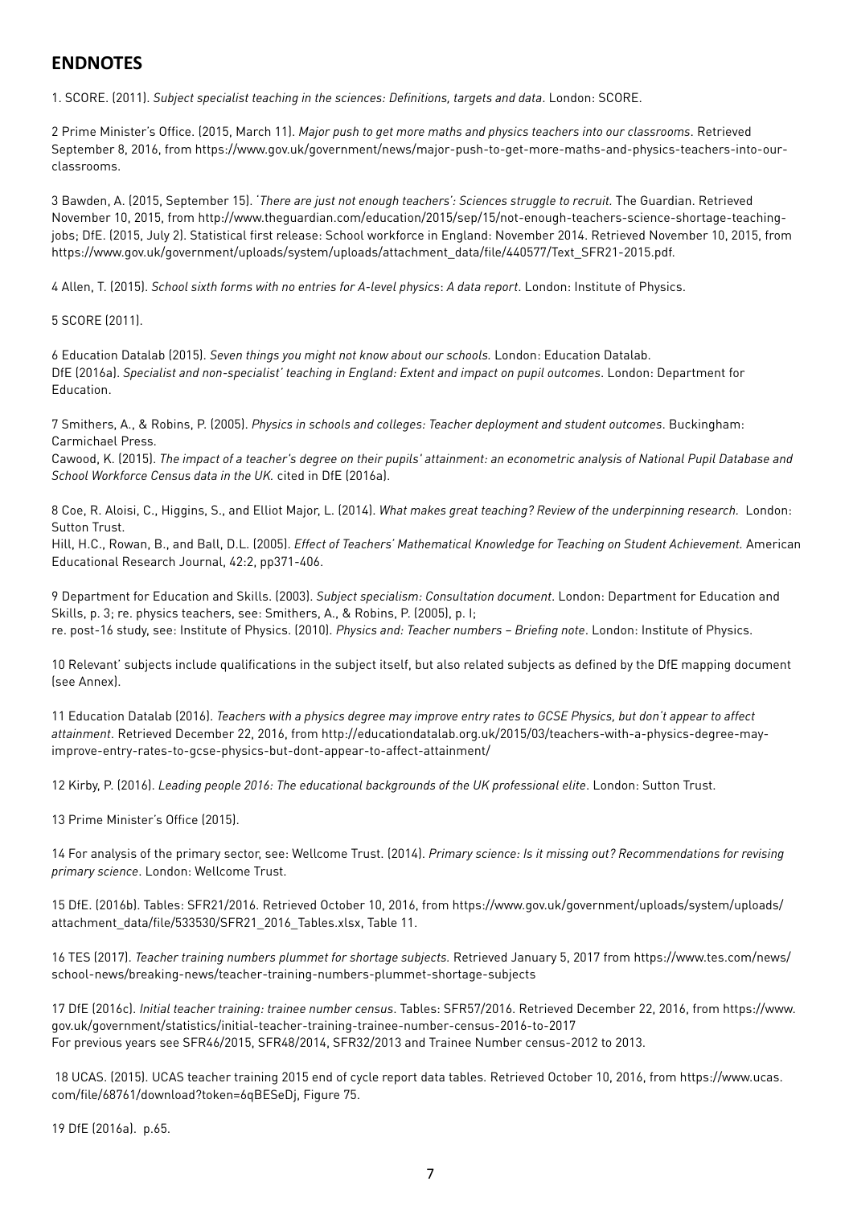## ENDNOTES

1. SCORE. (2011). *Subject specialist teaching in the sciences: Definitions, targets and data*. London: SCORE.

2 Prime Minister's Office. (2015, March 11). *Major push to get more maths and physics teachers into our classrooms*. Retrieved September 8, 2016, from https://www.gov.uk/government/news/major-push-to-get-more-maths-and-physics-teachers-into-our-classrooms.

3 Bawden, A. (2015, September 15). *'There are just not enough teachers': Sciences struggle to recruit.* The Guardian. Retrieved November 10, 2015, from http://www.theguardian.com/education/2015/sep/15/not-enough-teachers-science-shortage-teaching-jobs; DfE. (2015, July 2). Statistical first release: School workforce in England: November 2014. Retrieved November 10, 2015, from https://www.gov.uk/government/uploads/system/uploads/attachment_data/file/440577/Text_SFR21-2015.pdf.

4 Allen, T. (2015). *School sixth forms with no entries for A-level physics*: *A data report*. London: Institute of Physics.

5 SCORE (2011).

6 Education Datalab (2015). *Seven things you might not know about our schools.* London: Education Datalab.
DfE (2016a). *Specialist and non-specialist' teaching in England: Extent and impact on pupil outcomes*. London: Department for Education.

7 Smithers, A., & Robins, P. (2005). *Physics in schools and colleges: Teacher deployment and student outcomes*. Buckingham: Carmichael Press.
Cawood, K. (2015). *The impact of a teacher's degree on their pupils' attainment: an econometric analysis of National Pupil Database and School Workforce Census data in the UK.* cited in DfE (2016a).

8 Coe, R. Aloisi, C., Higgins, S., and Elliot Major, L. (2014). *What makes great teaching? Review of the underpinning research.* London: Sutton Trust.
Hill, H.C., Rowan, B., and Ball, D.L. (2005). *Effect of Teachers' Mathematical Knowledge for Teaching on Student Achievement.* American Educational Research Journal, 42:2, pp371-406.

9 Department for Education and Skills. (2003). *Subject specialism: Consultation document*. London: Department for Education and Skills, p. 3; re. physics teachers, see: Smithers, A., & Robins, P. (2005), p. I;
re. post-16 study, see: Institute of Physics. (2010). *Physics and: Teacher numbers – Briefing note*. London: Institute of Physics.

10 Relevant' subjects include qualifications in the subject itself, but also related subjects as defined by the DfE mapping document (see Annex).

11 Education Datalab (2016). *Teachers with a physics degree may improve entry rates to GCSE Physics, but don't appear to affect attainment.* Retrieved December 22, 2016, from http://educationdatalab.org.uk/2015/03/teachers-with-a-physics-degree-may-improve-entry-rates-to-gcse-physics-but-dont-appear-to-affect-attainment/

12 Kirby, P. (2016). *Leading people 2016: The educational backgrounds of the UK professional elite*. London: Sutton Trust.

13 Prime Minister's Office (2015).

14 For analysis of the primary sector, see: Wellcome Trust. (2014). *Primary science: Is it missing out? Recommendations for revising primary science*. London: Wellcome Trust.

15 DfE. (2016b). Tables: SFR21/2016. Retrieved October 10, 2016, from https://www.gov.uk/government/uploads/system/uploads/attachment_data/file/533530/SFR21_2016_Tables.xlsx, Table 11.

16 TES (2017). *Teacher training numbers plummet for shortage subjects.* Retrieved January 5, 2017 from https://www.tes.com/news/school-news/breaking-news/teacher-training-numbers-plummet-shortage-subjects

17 DfE (2016c). *Initial teacher training: trainee number census*. Tables: SFR57/2016. Retrieved December 22, 2016, from https://www.gov.uk/government/statistics/initial-teacher-training-trainee-number-census-2016-to-2017
For previous years see SFR46/2015, SFR48/2014, SFR32/2013 and Trainee Number census-2012 to 2013.

18 UCAS. (2015). UCAS teacher training 2015 end of cycle report data tables. Retrieved October 10, 2016, from https://www.ucas.com/file/68761/download?token=6qBESeDj, Figure 75.

19 DfE (2016a). p.65.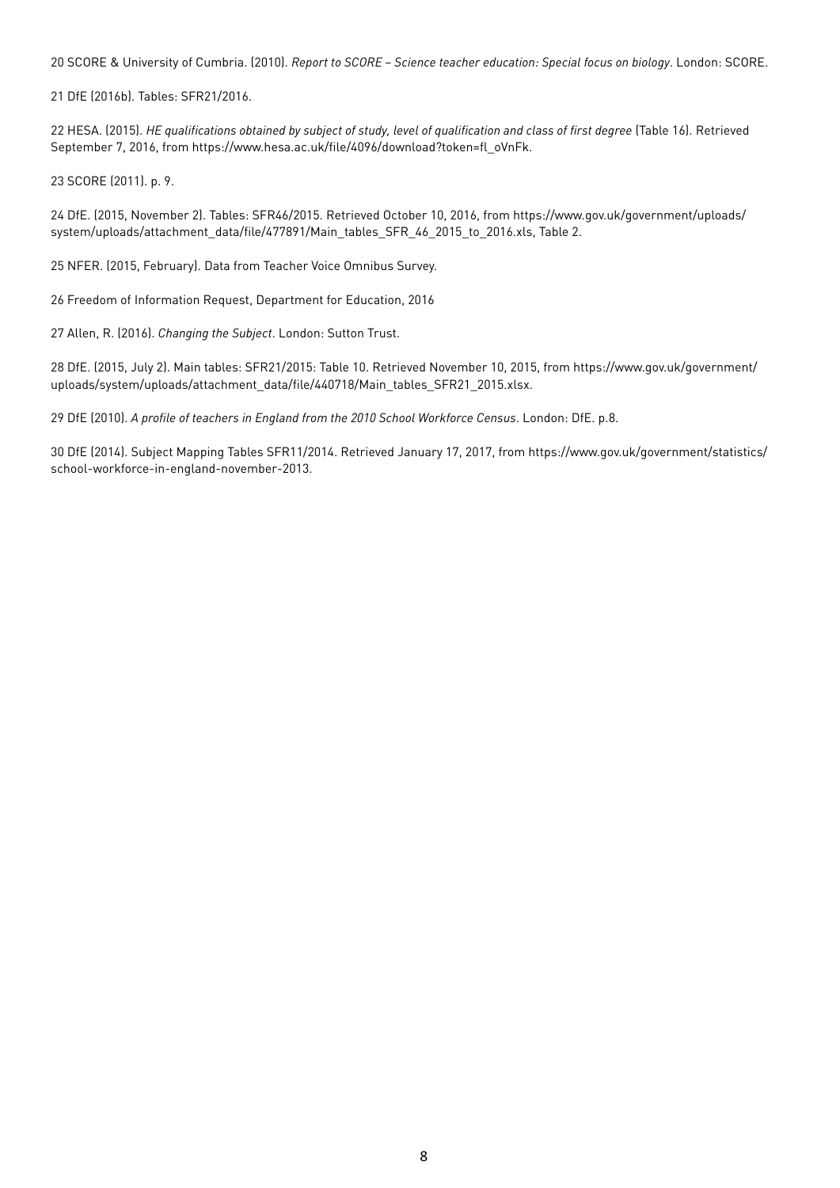20 SCORE & University of Cumbria. (2010). *Report to SCORE – Science teacher education: Special focus on biology*. London: SCORE.

21 DfE (2016b). Tables: SFR21/2016.

22 HESA. (2015). *HE qualifications obtained by subject of study, level of qualification and class of first degree* (Table 16). Retrieved September 7, 2016, from https://www.hesa.ac.uk/file/4096/download?token=fl_oVnFk.

23 SCORE (2011). p. 9.

24 DfE. (2015, November 2). Tables: SFR46/2015. Retrieved October 10, 2016, from https://www.gov.uk/government/uploads/system/uploads/attachment_data/file/477891/Main_tables_SFR_46_2015_to_2016.xls, Table 2.

25 NFER. (2015, February). Data from Teacher Voice Omnibus Survey.

26 Freedom of Information Request, Department for Education, 2016

27 Allen, R. (2016). *Changing the Subject*. London: Sutton Trust.

28 DfE. (2015, July 2). Main tables: SFR21/2015: Table 10. Retrieved November 10, 2015, from https://www.gov.uk/government/uploads/system/uploads/attachment_data/file/440718/Main_tables_SFR21_2015.xlsx.

29 DfE (2010). *A profile of teachers in England from the 2010 School Workforce Census*. London: DfE. p.8.

30 DfE (2014). Subject Mapping Tables SFR11/2014. Retrieved January 17, 2017, from https://www.gov.uk/government/statistics/school-workforce-in-england-november-2013.